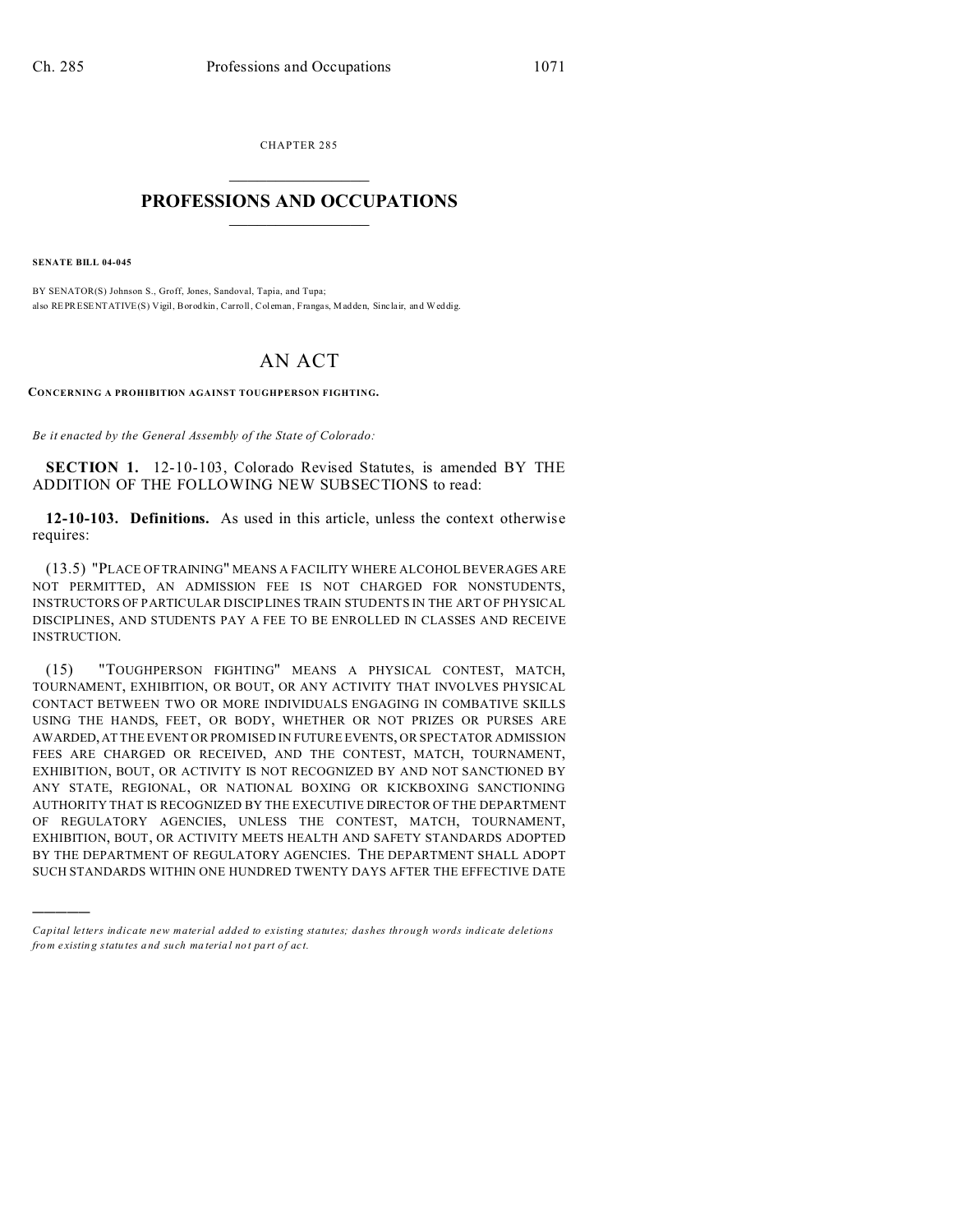CHAPTER 285

# PROFESSIONS AND OCCUPATIONS

**SENATE BILL 04-045**

BY SENATOR(S) Johnson S., Groff, Jones, Sandoval, Tapia, and Tupa;
also REPRESENTATIVE(S) Vigil, Borodkin, Carroll, Coleman, Frangas, Madden, Sinclair, and Weddig.

# AN ACT

**CONCERNING A PROHIBITION AGAINST TOUGHPERSON FIGHTING.**

*Be it enacted by the General Assembly of the State of Colorado:*

**SECTION 1.** 12-10-103, Colorado Revised Statutes, is amended BY THE ADDITION OF THE FOLLOWING NEW SUBSECTIONS to read:

**12-10-103. Definitions.** As used in this article, unless the context otherwise requires:

(13.5) "PLACE OF TRAINING" MEANS A FACILITY WHERE ALCOHOL BEVERAGES ARE NOT PERMITTED, AN ADMISSION FEE IS NOT CHARGED FOR NONSTUDENTS, INSTRUCTORS OF PARTICULAR DISCIPLINES TRAIN STUDENTS IN THE ART OF PHYSICAL DISCIPLINES, AND STUDENTS PAY A FEE TO BE ENROLLED IN CLASSES AND RECEIVE INSTRUCTION.

(15) "TOUGHPERSON FIGHTING" MEANS A PHYSICAL CONTEST, MATCH, TOURNAMENT, EXHIBITION, OR BOUT, OR ANY ACTIVITY THAT INVOLVES PHYSICAL CONTACT BETWEEN TWO OR MORE INDIVIDUALS ENGAGING IN COMBATIVE SKILLS USING THE HANDS, FEET, OR BODY, WHETHER OR NOT PRIZES OR PURSES ARE AWARDED, AT THE EVENT OR PROMISED IN FUTURE EVENTS, OR SPECTATOR ADMISSION FEES ARE CHARGED OR RECEIVED, AND THE CONTEST, MATCH, TOURNAMENT, EXHIBITION, BOUT, OR ACTIVITY IS NOT RECOGNIZED BY AND NOT SANCTIONED BY ANY STATE, REGIONAL, OR NATIONAL BOXING OR KICKBOXING SANCTIONING AUTHORITY THAT IS RECOGNIZED BY THE EXECUTIVE DIRECTOR OF THE DEPARTMENT OF REGULATORY AGENCIES, UNLESS THE CONTEST, MATCH, TOURNAMENT, EXHIBITION, BOUT, OR ACTIVITY MEETS HEALTH AND SAFETY STANDARDS ADOPTED BY THE DEPARTMENT OF REGULATORY AGENCIES. THE DEPARTMENT SHALL ADOPT SUCH STANDARDS WITHIN ONE HUNDRED TWENTY DAYS AFTER THE EFFECTIVE DATE

*Capital letters indicate new material added to existing statutes; dashes through words indicate deletions from existing statutes and such material not part of act.*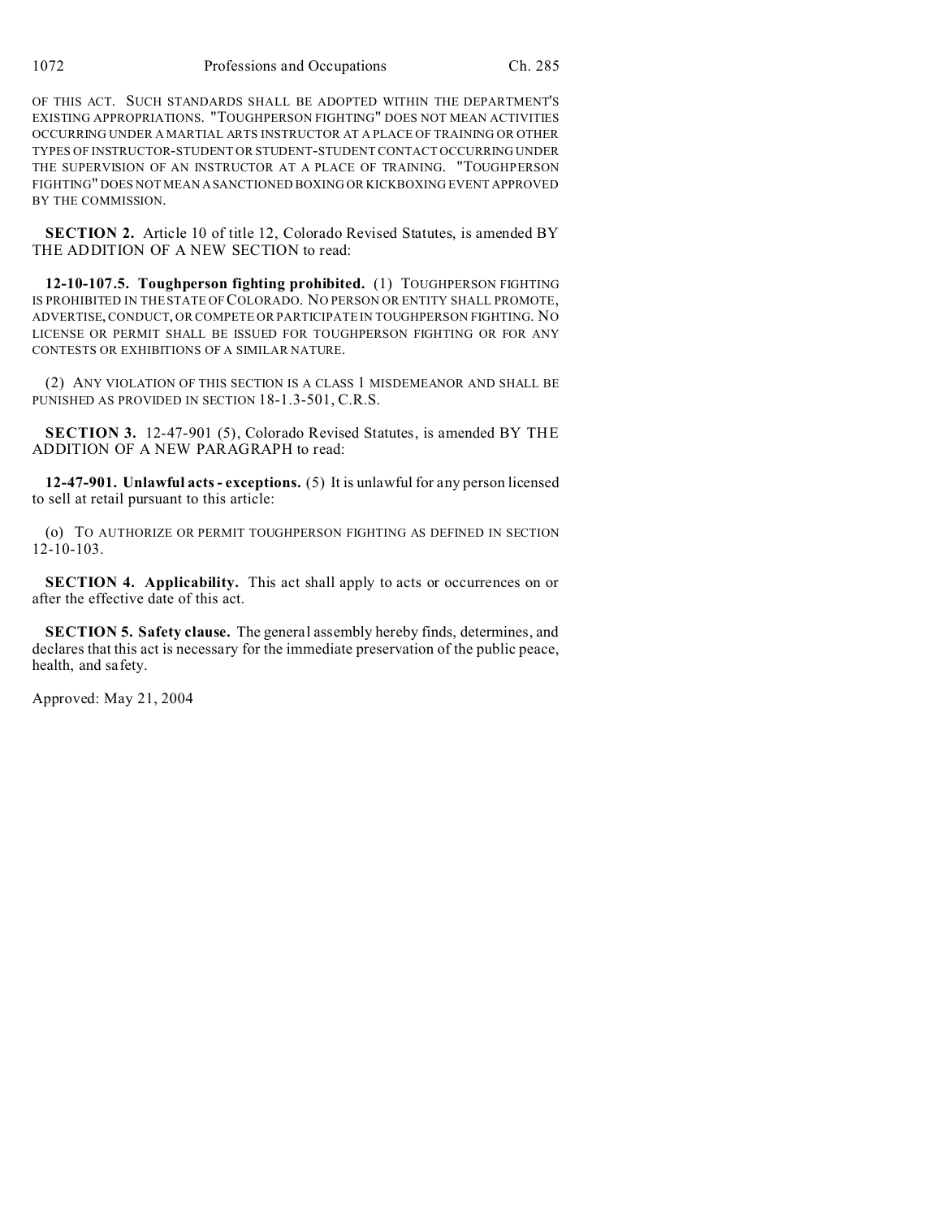OF THIS ACT. SUCH STANDARDS SHALL BE ADOPTED WITHIN THE DEPARTMENT'S EXISTING APPROPRIATIONS. "TOUGHPERSON FIGHTING" DOES NOT MEAN ACTIVITIES OCCURRING UNDER A MARTIAL ARTS INSTRUCTOR AT A PLACE OF TRAINING OR OTHER TYPES OF INSTRUCTOR-STUDENT OR STUDENT-STUDENT CONTACT OCCURRING UNDER THE SUPERVISION OF AN INSTRUCTOR AT A PLACE OF TRAINING. "TOUGHPERSON FIGHTING" DOES NOT MEAN A SANCTIONED BOXING OR KICKBOXING EVENT APPROVED BY THE COMMISSION.

**SECTION 2.** Article 10 of title 12, Colorado Revised Statutes, is amended BY THE ADDITION OF A NEW SECTION to read:

**12-10-107.5. Toughperson fighting prohibited.** (1) TOUGHPERSON FIGHTING IS PROHIBITED IN THE STATE OF COLORADO. NO PERSON OR ENTITY SHALL PROMOTE, ADVERTISE, CONDUCT, OR COMPETE OR PARTICIPATE IN TOUGHPERSON FIGHTING. NO LICENSE OR PERMIT SHALL BE ISSUED FOR TOUGHPERSON FIGHTING OR FOR ANY CONTESTS OR EXHIBITIONS OF A SIMILAR NATURE.

(2) ANY VIOLATION OF THIS SECTION IS A CLASS 1 MISDEMEANOR AND SHALL BE PUNISHED AS PROVIDED IN SECTION 18-1.3-501, C.R.S.

**SECTION 3.** 12-47-901 (5), Colorado Revised Statutes, is amended BY THE ADDITION OF A NEW PARAGRAPH to read:

**12-47-901. Unlawful acts - exceptions.** (5) It is unlawful for any person licensed to sell at retail pursuant to this article:

(o) TO AUTHORIZE OR PERMIT TOUGHPERSON FIGHTING AS DEFINED IN SECTION 12-10-103.

**SECTION 4. Applicability.** This act shall apply to acts or occurrences on or after the effective date of this act.

**SECTION 5. Safety clause.** The general assembly hereby finds, determines, and declares that this act is necessary for the immediate preservation of the public peace, health, and safety.

Approved: May 21, 2004